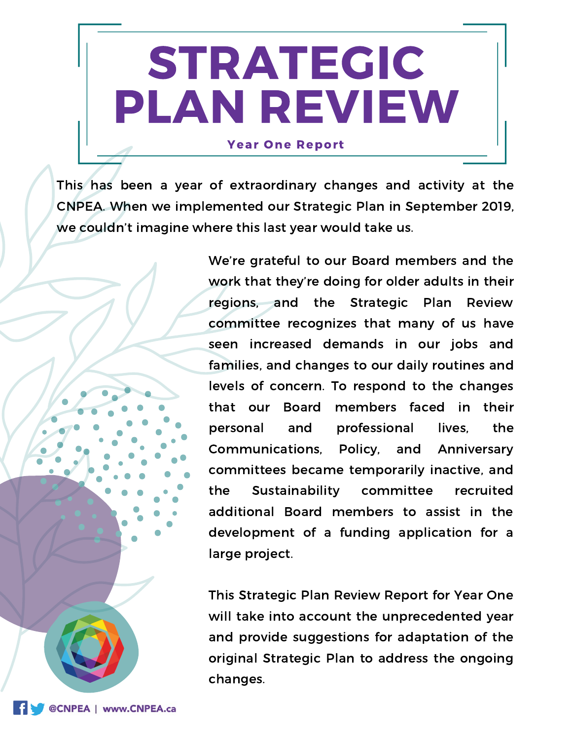# STRATEGIC PLAN REVIEW

**Year One Report**

This has been a year of extraordinary changes and activity at the CNPEA. When we implemented our Strategic Plan in September 2019, we couldn't imagine where this last year would take us.

We're grateful to our Board members and the work that they're doing for older adults in their regions, and the Strategic Plan Review committee recognizes that many of us have seen increased demands in our jobs and families, and changes to our daily routines and levels of concern. To respond to the changes that our Board members faced in their personal and professional lives, the Communications, Policy, and Anniversary committees became temporarily inactive, and the Sustainability committee recruited additional Board members to assist in the development of a funding application for a large project.

This Strategic Plan Review Report for Year One will take into account the unprecedented year and provide suggestions for adaptation of the original Strategic Plan to address the ongoing changes.

@CNPEA | www.CNPEA.ca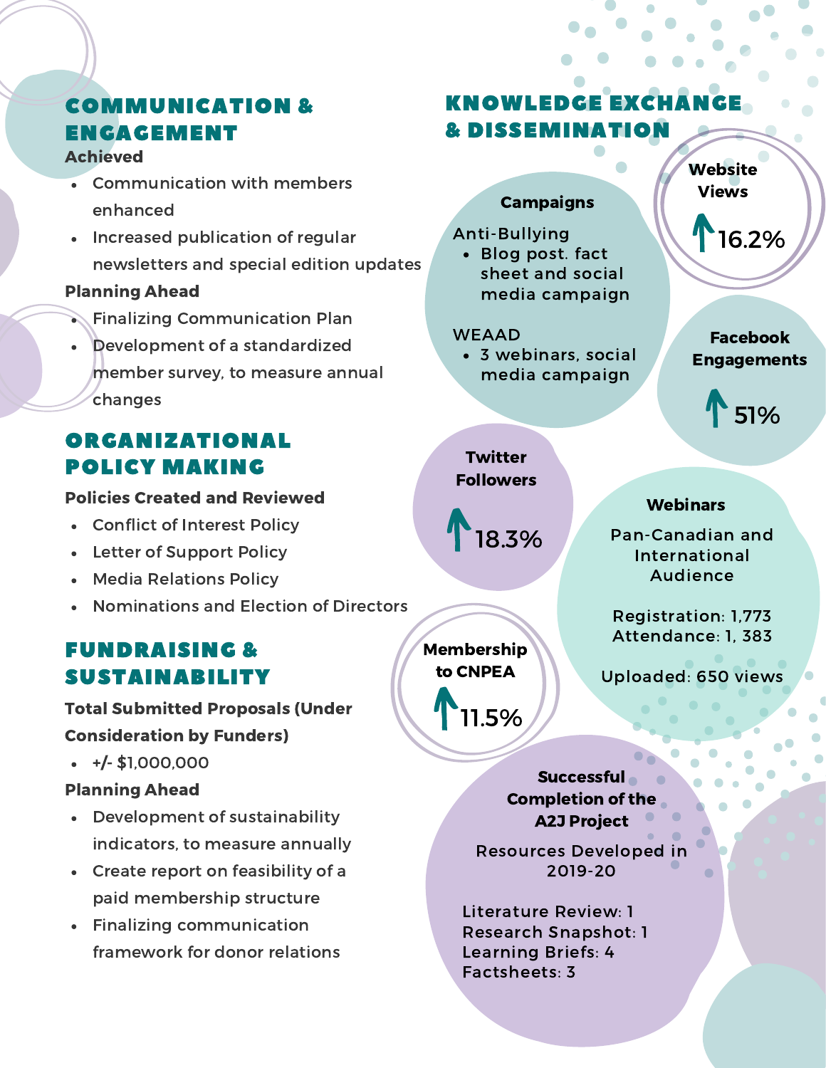## COMMUNICATION & ENGAGEMENT

**Achieved**

- Communication with members enhanced
- Increased publication of regular newsletters and special edition updates

**Planning Ahead**

- Finalizing Communication Plan
- Development of a standardized member survey, to measure annual changes

## ORGANIZATIONAL POLICY MAKING

**Policies Created and Reviewed**

- Conflict of Interest Policy
- Letter of Support Policy
- Media Relations Policy
- Nominations and Election of Directors

## FUNDRAISING & SUSTAINABILITY

**Total Submitted Proposals (Under Consideration by Funders)**

- +/- $1,000,000

**Planning Ahead**

- Development of sustainability indicators, to measure annually
- Create report on feasibility of a paid membership structure
- Finalizing communication framework for donor relations

## KNOWLEDGE EXCHANGE & DISSEMINATION

**Campaigns**

Anti-Bullying

- Blog post. fact sheet and social media campaign

WEAAD

- 3 webinars, social media campaign

**Website Views**

↑16.2%

**Facebook Engagements**

↑51%

**Twitter Followers**

↑18.3%

**Webinars**

Pan-Canadian and International Audience

Registration: 1,773
Attendance: 1, 383

Uploaded: 650 views

**Membership to CNPEA**

↑11.5%

**Successful Completion of the A2J Project**

Resources Developed in 2019-20

Literature Review: 1
Research Snapshot: 1
Learning Briefs: 4
Factsheets: 3